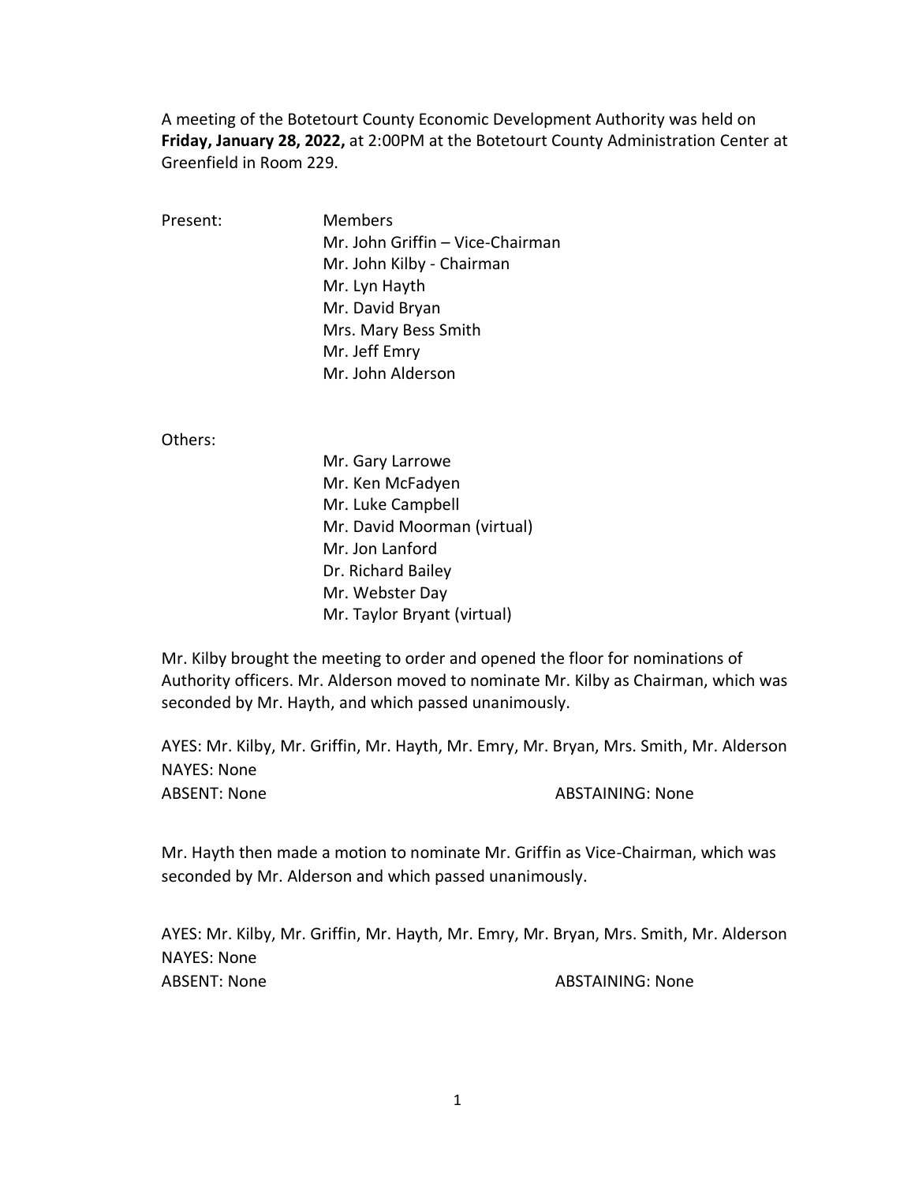A meeting of the Botetourt County Economic Development Authority was held on **Friday, January 28, 2022,** at 2:00PM at the Botetourt County Administration Center at Greenfield in Room 229.

Present: Members

Mr. John Griffin – Vice-Chairman
Mr. John Kilby - Chairman
Mr. Lyn Hayth
Mr. David Bryan
Mrs. Mary Bess Smith
Mr. Jeff Emry
Mr. John Alderson

Others:

Mr. Gary Larrowe
Mr. Ken McFadyen
Mr. Luke Campbell
Mr. David Moorman (virtual)
Mr. Jon Lanford
Dr. Richard Bailey
Mr. Webster Day
Mr. Taylor Bryant (virtual)

Mr. Kilby brought the meeting to order and opened the floor for nominations of Authority officers. Mr. Alderson moved to nominate Mr. Kilby as Chairman, which was seconded by Mr. Hayth, and which passed unanimously.

AYES: Mr. Kilby, Mr. Griffin, Mr. Hayth, Mr. Emry, Mr. Bryan, Mrs. Smith, Mr. Alderson
NAYES: None
ABSENT: None ABSTAINING: None

Mr. Hayth then made a motion to nominate Mr. Griffin as Vice-Chairman, which was seconded by Mr. Alderson and which passed unanimously.

AYES: Mr. Kilby, Mr. Griffin, Mr. Hayth, Mr. Emry, Mr. Bryan, Mrs. Smith, Mr. Alderson
NAYES: None
ABSENT: None ABSTAINING: None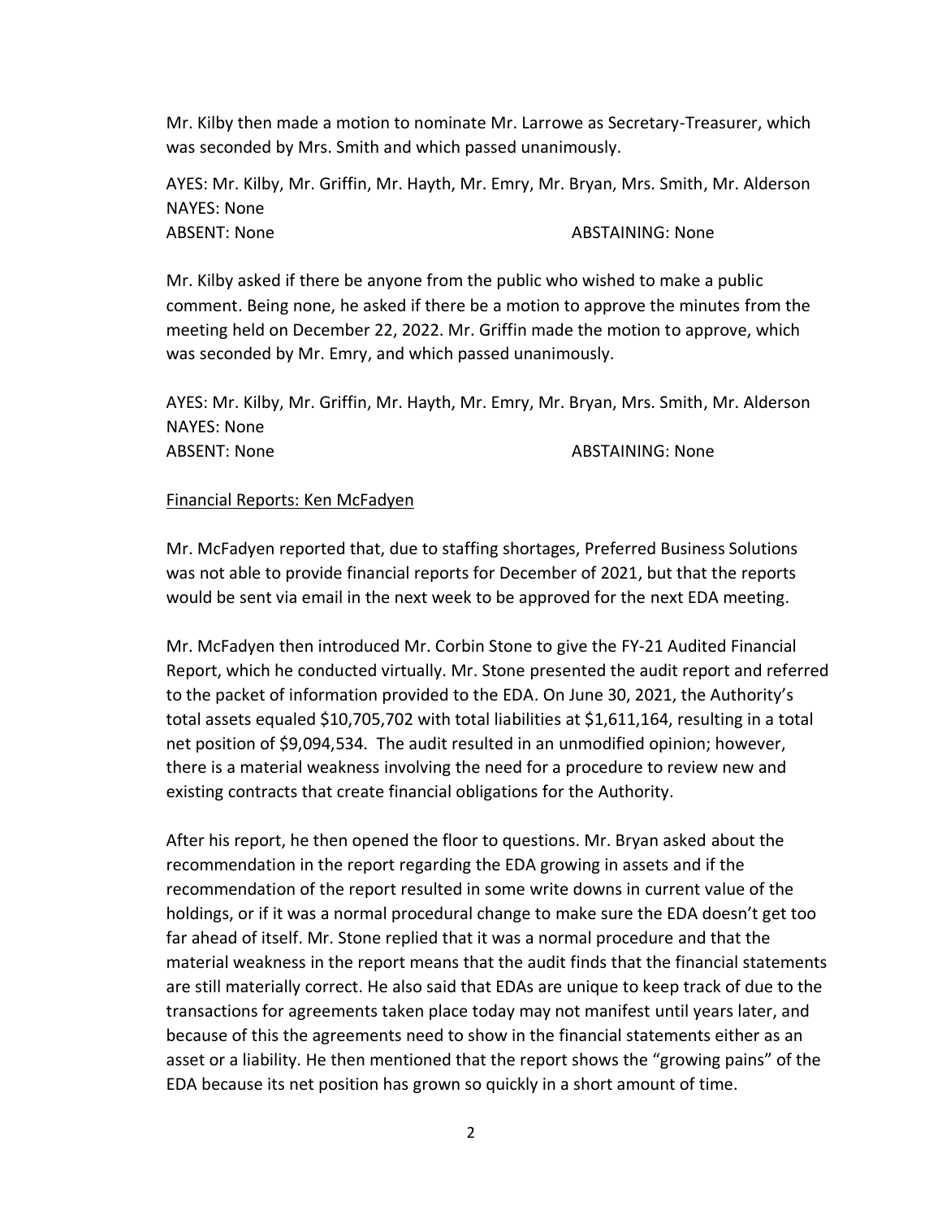Mr. Kilby then made a motion to nominate Mr. Larrowe as Secretary-Treasurer, which was seconded by Mrs. Smith and which passed unanimously.

AYES: Mr. Kilby, Mr. Griffin, Mr. Hayth, Mr. Emry, Mr. Bryan, Mrs. Smith, Mr. Alderson
NAYES: None
ABSENT: None ABSTAINING: None

Mr. Kilby asked if there be anyone from the public who wished to make a public comment. Being none, he asked if there be a motion to approve the minutes from the meeting held on December 22, 2022. Mr. Griffin made the motion to approve, which was seconded by Mr. Emry, and which passed unanimously.

AYES: Mr. Kilby, Mr. Griffin, Mr. Hayth, Mr. Emry, Mr. Bryan, Mrs. Smith, Mr. Alderson
NAYES: None
ABSENT: None ABSTAINING: None

Financial Reports: Ken McFadyen

Mr. McFadyen reported that, due to staffing shortages, Preferred Business Solutions was not able to provide financial reports for December of 2021, but that the reports would be sent via email in the next week to be approved for the next EDA meeting.

Mr. McFadyen then introduced Mr. Corbin Stone to give the FY-21 Audited Financial Report, which he conducted virtually. Mr. Stone presented the audit report and referred to the packet of information provided to the EDA. On June 30, 2021, the Authority's total assets equaled $10,705,702 with total liabilities at $1,611,164, resulting in a total net position of $9,094,534. The audit resulted in an unmodified opinion; however, there is a material weakness involving the need for a procedure to review new and existing contracts that create financial obligations for the Authority.

After his report, he then opened the floor to questions. Mr. Bryan asked about the recommendation in the report regarding the EDA growing in assets and if the recommendation of the report resulted in some write downs in current value of the holdings, or if it was a normal procedural change to make sure the EDA doesn't get too far ahead of itself. Mr. Stone replied that it was a normal procedure and that the material weakness in the report means that the audit finds that the financial statements are still materially correct. He also said that EDAs are unique to keep track of due to the transactions for agreements taken place today may not manifest until years later, and because of this the agreements need to show in the financial statements either as an asset or a liability. He then mentioned that the report shows the "growing pains" of the EDA because its net position has grown so quickly in a short amount of time.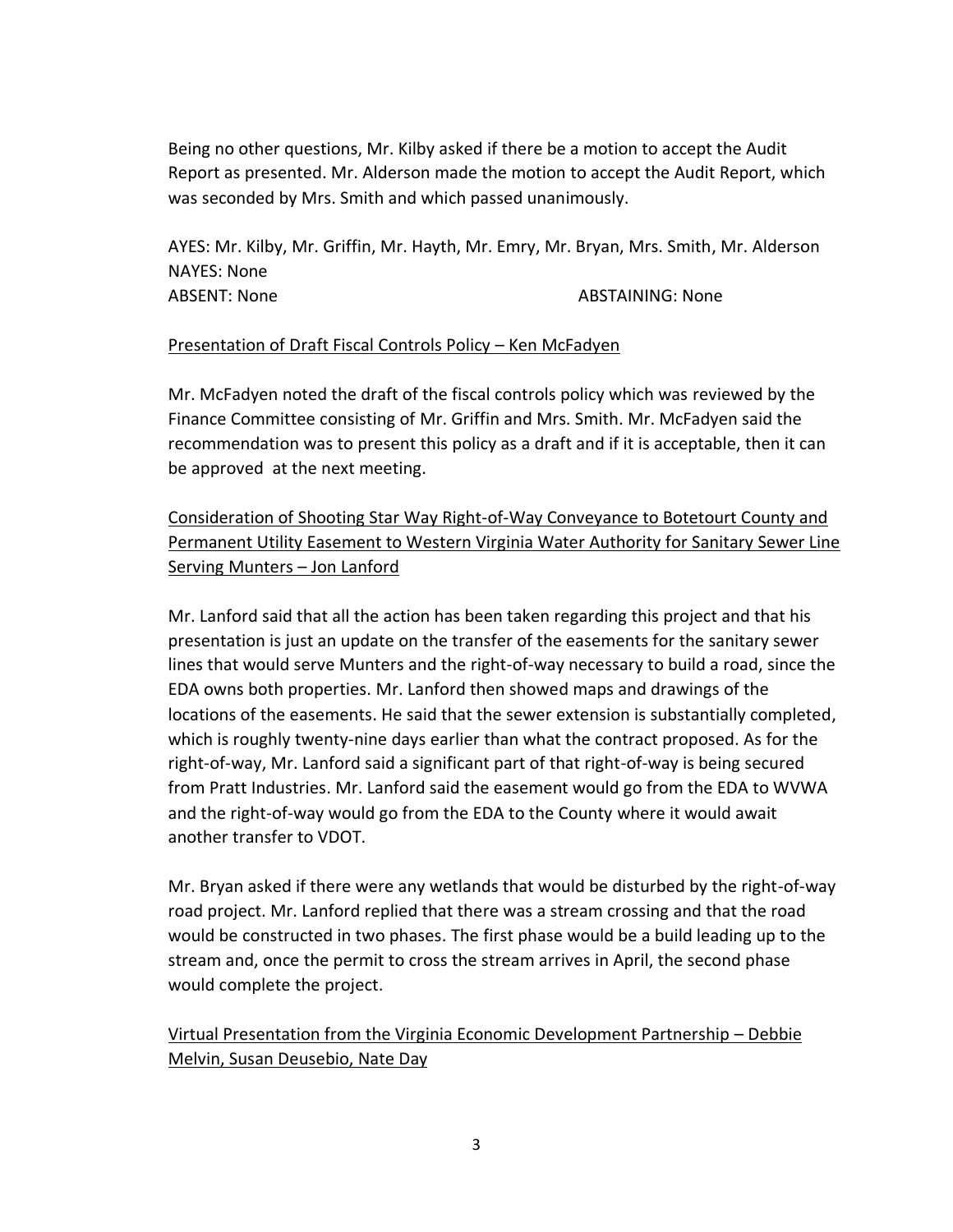Being no other questions, Mr. Kilby asked if there be a motion to accept the Audit Report as presented. Mr. Alderson made the motion to accept the Audit Report, which was seconded by Mrs. Smith and which passed unanimously.

AYES: Mr. Kilby, Mr. Griffin, Mr. Hayth, Mr. Emry, Mr. Bryan, Mrs. Smith, Mr. Alderson
NAYES: None
ABSENT: None ABSTAINING: None

<u>Presentation of Draft Fiscal Controls Policy – Ken McFadyen</u>

Mr. McFadyen noted the draft of the fiscal controls policy which was reviewed by the Finance Committee consisting of Mr. Griffin and Mrs. Smith. Mr. McFadyen said the recommendation was to present this policy as a draft and if it is acceptable, then it can be approved at the next meeting.

<u>Consideration of Shooting Star Way Right-of-Way Conveyance to Botetourt County and Permanent Utility Easement to Western Virginia Water Authority for Sanitary Sewer Line Serving Munters – Jon Lanford</u>

Mr. Lanford said that all the action has been taken regarding this project and that his presentation is just an update on the transfer of the easements for the sanitary sewer lines that would serve Munters and the right-of-way necessary to build a road, since the EDA owns both properties. Mr. Lanford then showed maps and drawings of the locations of the easements. He said that the sewer extension is substantially completed, which is roughly twenty-nine days earlier than what the contract proposed. As for the right-of-way, Mr. Lanford said a significant part of that right-of-way is being secured from Pratt Industries. Mr. Lanford said the easement would go from the EDA to WVWA and the right-of-way would go from the EDA to the County where it would await another transfer to VDOT.

Mr. Bryan asked if there were any wetlands that would be disturbed by the right-of-way road project. Mr. Lanford replied that there was a stream crossing and that the road would be constructed in two phases. The first phase would be a build leading up to the stream and, once the permit to cross the stream arrives in April, the second phase would complete the project.

<u>Virtual Presentation from the Virginia Economic Development Partnership – Debbie Melvin, Susan Deusebio, Nate Day</u>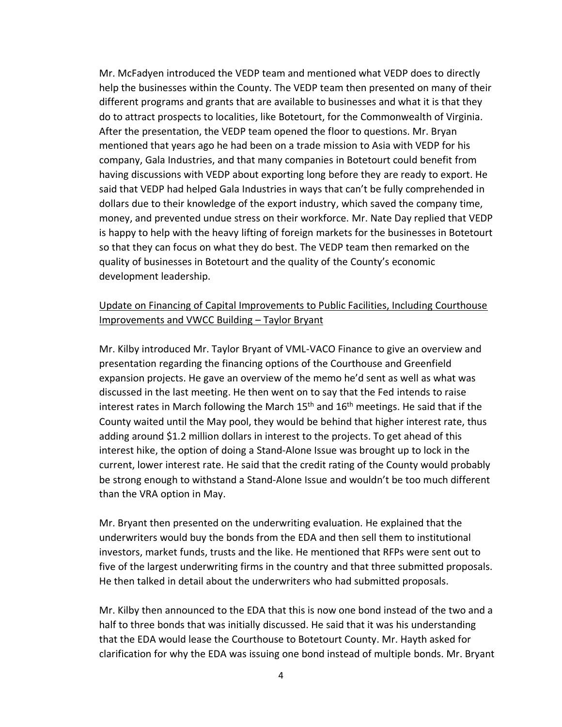Mr. McFadyen introduced the VEDP team and mentioned what VEDP does to directly help the businesses within the County. The VEDP team then presented on many of their different programs and grants that are available to businesses and what it is that they do to attract prospects to localities, like Botetourt, for the Commonwealth of Virginia. After the presentation, the VEDP team opened the floor to questions. Mr. Bryan mentioned that years ago he had been on a trade mission to Asia with VEDP for his company, Gala Industries, and that many companies in Botetourt could benefit from having discussions with VEDP about exporting long before they are ready to export. He said that VEDP had helped Gala Industries in ways that can't be fully comprehended in dollars due to their knowledge of the export industry, which saved the company time, money, and prevented undue stress on their workforce. Mr. Nate Day replied that VEDP is happy to help with the heavy lifting of foreign markets for the businesses in Botetourt so that they can focus on what they do best. The VEDP team then remarked on the quality of businesses in Botetourt and the quality of the County's economic development leadership.

<u>Update on Financing of Capital Improvements to Public Facilities, Including Courthouse Improvements and VWCC Building – Taylor Bryant</u>

Mr. Kilby introduced Mr. Taylor Bryant of VML-VACO Finance to give an overview and presentation regarding the financing options of the Courthouse and Greenfield expansion projects. He gave an overview of the memo he'd sent as well as what was discussed in the last meeting. He then went on to say that the Fed intends to raise interest rates in March following the March 15th and 16th meetings. He said that if the County waited until the May pool, they would be behind that higher interest rate, thus adding around $1.2 million dollars in interest to the projects. To get ahead of this interest hike, the option of doing a Stand-Alone Issue was brought up to lock in the current, lower interest rate. He said that the credit rating of the County would probably be strong enough to withstand a Stand-Alone Issue and wouldn't be too much different than the VRA option in May.

Mr. Bryant then presented on the underwriting evaluation. He explained that the underwriters would buy the bonds from the EDA and then sell them to institutional investors, market funds, trusts and the like. He mentioned that RFPs were sent out to five of the largest underwriting firms in the country and that three submitted proposals. He then talked in detail about the underwriters who had submitted proposals.

Mr. Kilby then announced to the EDA that this is now one bond instead of the two and a half to three bonds that was initially discussed. He said that it was his understanding that the EDA would lease the Courthouse to Botetourt County. Mr. Hayth asked for clarification for why the EDA was issuing one bond instead of multiple bonds. Mr. Bryant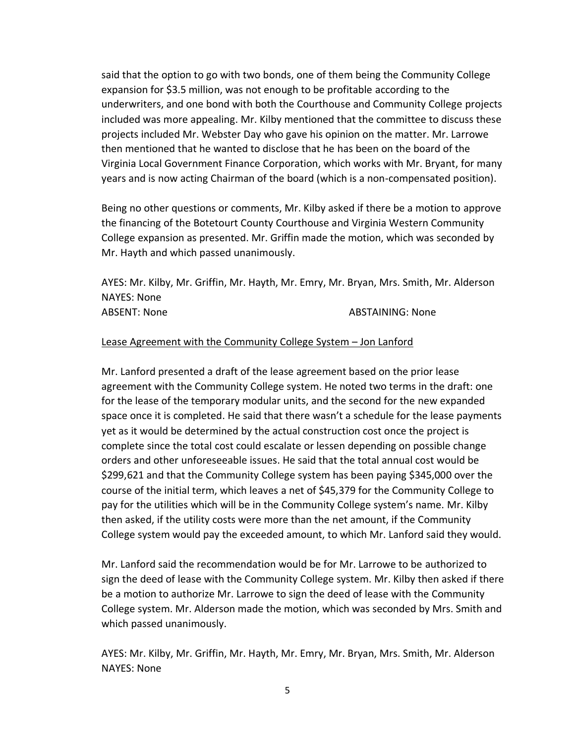said that the option to go with two bonds, one of them being the Community College expansion for $3.5 million, was not enough to be profitable according to the underwriters, and one bond with both the Courthouse and Community College projects included was more appealing. Mr. Kilby mentioned that the committee to discuss these projects included Mr. Webster Day who gave his opinion on the matter. Mr. Larrowe then mentioned that he wanted to disclose that he has been on the board of the Virginia Local Government Finance Corporation, which works with Mr. Bryant, for many years and is now acting Chairman of the board (which is a non-compensated position).

Being no other questions or comments, Mr. Kilby asked if there be a motion to approve the financing of the Botetourt County Courthouse and Virginia Western Community College expansion as presented. Mr. Griffin made the motion, which was seconded by Mr. Hayth and which passed unanimously.

AYES: Mr. Kilby, Mr. Griffin, Mr. Hayth, Mr. Emry, Mr. Bryan, Mrs. Smith, Mr. Alderson
NAYES: None
ABSENT: None ABSTAINING: None

<u>Lease Agreement with the Community College System – Jon Lanford</u>

Mr. Lanford presented a draft of the lease agreement based on the prior lease agreement with the Community College system. He noted two terms in the draft: one for the lease of the temporary modular units, and the second for the new expanded space once it is completed. He said that there wasn't a schedule for the lease payments yet as it would be determined by the actual construction cost once the project is complete since the total cost could escalate or lessen depending on possible change orders and other unforeseeable issues. He said that the total annual cost would be $299,621 and that the Community College system has been paying $345,000 over the course of the initial term, which leaves a net of $45,379 for the Community College to pay for the utilities which will be in the Community College system's name. Mr. Kilby then asked, if the utility costs were more than the net amount, if the Community College system would pay the exceeded amount, to which Mr. Lanford said they would.

Mr. Lanford said the recommendation would be for Mr. Larrowe to be authorized to sign the deed of lease with the Community College system. Mr. Kilby then asked if there be a motion to authorize Mr. Larrowe to sign the deed of lease with the Community College system. Mr. Alderson made the motion, which was seconded by Mrs. Smith and which passed unanimously.

AYES: Mr. Kilby, Mr. Griffin, Mr. Hayth, Mr. Emry, Mr. Bryan, Mrs. Smith, Mr. Alderson
NAYES: None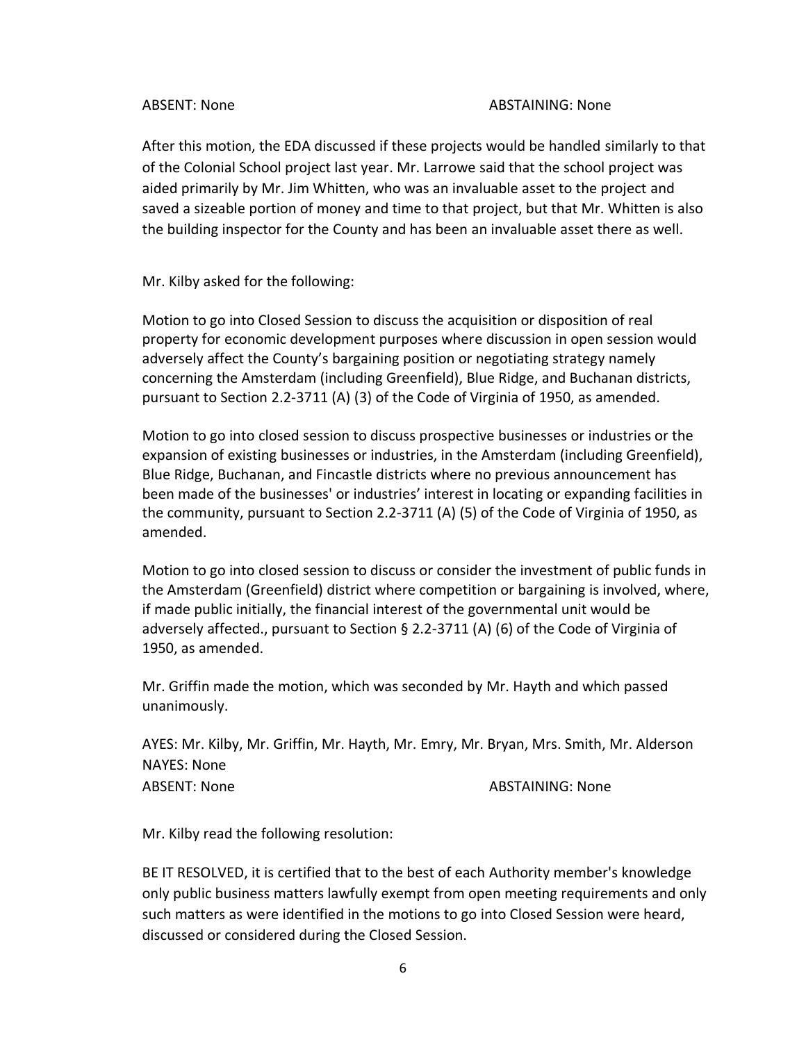ABSENT: None ABSTAINING: None

After this motion, the EDA discussed if these projects would be handled similarly to that of the Colonial School project last year. Mr. Larrowe said that the school project was aided primarily by Mr. Jim Whitten, who was an invaluable asset to the project and saved a sizeable portion of money and time to that project, but that Mr. Whitten is also the building inspector for the County and has been an invaluable asset there as well.

Mr. Kilby asked for the following:

Motion to go into Closed Session to discuss the acquisition or disposition of real property for economic development purposes where discussion in open session would adversely affect the County's bargaining position or negotiating strategy namely concerning the Amsterdam (including Greenfield), Blue Ridge, and Buchanan districts, pursuant to Section 2.2-3711 (A) (3) of the Code of Virginia of 1950, as amended.

Motion to go into closed session to discuss prospective businesses or industries or the expansion of existing businesses or industries, in the Amsterdam (including Greenfield), Blue Ridge, Buchanan, and Fincastle districts where no previous announcement has been made of the businesses' or industries' interest in locating or expanding facilities in the community, pursuant to Section 2.2-3711 (A) (5) of the Code of Virginia of 1950, as amended.

Motion to go into closed session to discuss or consider the investment of public funds in the Amsterdam (Greenfield) district where competition or bargaining is involved, where, if made public initially, the financial interest of the governmental unit would be adversely affected., pursuant to Section § 2.2-3711 (A) (6) of the Code of Virginia of 1950, as amended.

Mr. Griffin made the motion, which was seconded by Mr. Hayth and which passed unanimously.

AYES: Mr. Kilby, Mr. Griffin, Mr. Hayth, Mr. Emry, Mr. Bryan, Mrs. Smith, Mr. Alderson
NAYES: None
ABSENT: None ABSTAINING: None

Mr. Kilby read the following resolution:

BE IT RESOLVED, it is certified that to the best of each Authority member's knowledge only public business matters lawfully exempt from open meeting requirements and only such matters as were identified in the motions to go into Closed Session were heard, discussed or considered during the Closed Session.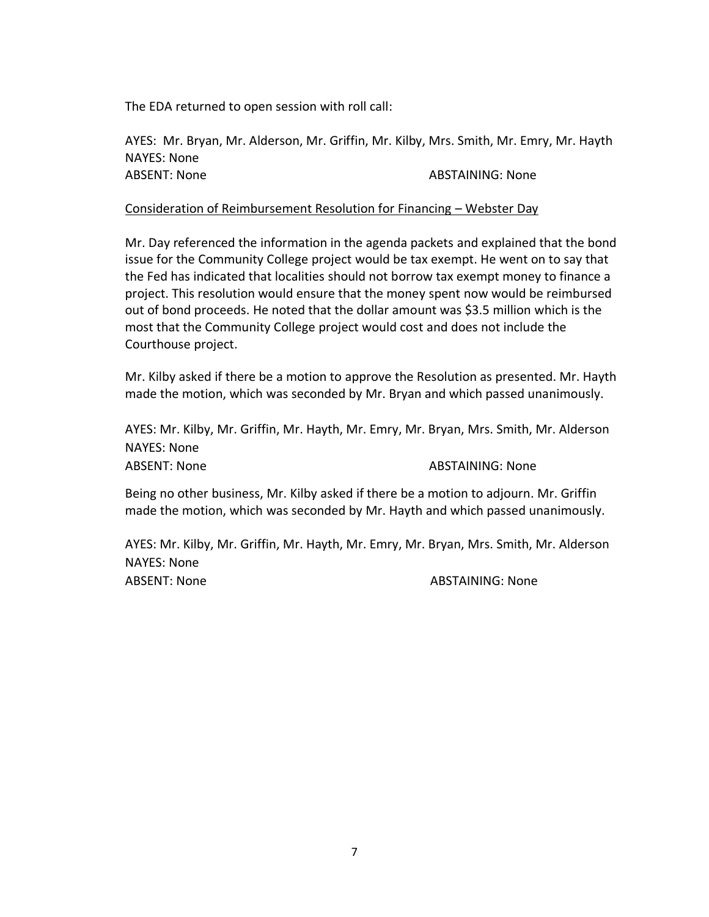The EDA returned to open session with roll call:

AYES: Mr. Bryan, Mr. Alderson, Mr. Griffin, Mr. Kilby, Mrs. Smith, Mr. Emry, Mr. Hayth
NAYES: None
ABSENT: None ABSTAINING: None

Consideration of Reimbursement Resolution for Financing – Webster Day

Mr. Day referenced the information in the agenda packets and explained that the bond issue for the Community College project would be tax exempt. He went on to say that the Fed has indicated that localities should not borrow tax exempt money to finance a project. This resolution would ensure that the money spent now would be reimbursed out of bond proceeds. He noted that the dollar amount was $3.5 million which is the most that the Community College project would cost and does not include the Courthouse project.

Mr. Kilby asked if there be a motion to approve the Resolution as presented. Mr. Hayth made the motion, which was seconded by Mr. Bryan and which passed unanimously.

AYES: Mr. Kilby, Mr. Griffin, Mr. Hayth, Mr. Emry, Mr. Bryan, Mrs. Smith, Mr. Alderson
NAYES: None
ABSENT: None ABSTAINING: None

Being no other business, Mr. Kilby asked if there be a motion to adjourn. Mr. Griffin made the motion, which was seconded by Mr. Hayth and which passed unanimously.

AYES: Mr. Kilby, Mr. Griffin, Mr. Hayth, Mr. Emry, Mr. Bryan, Mrs. Smith, Mr. Alderson
NAYES: None
ABSENT: None ABSTAINING: None